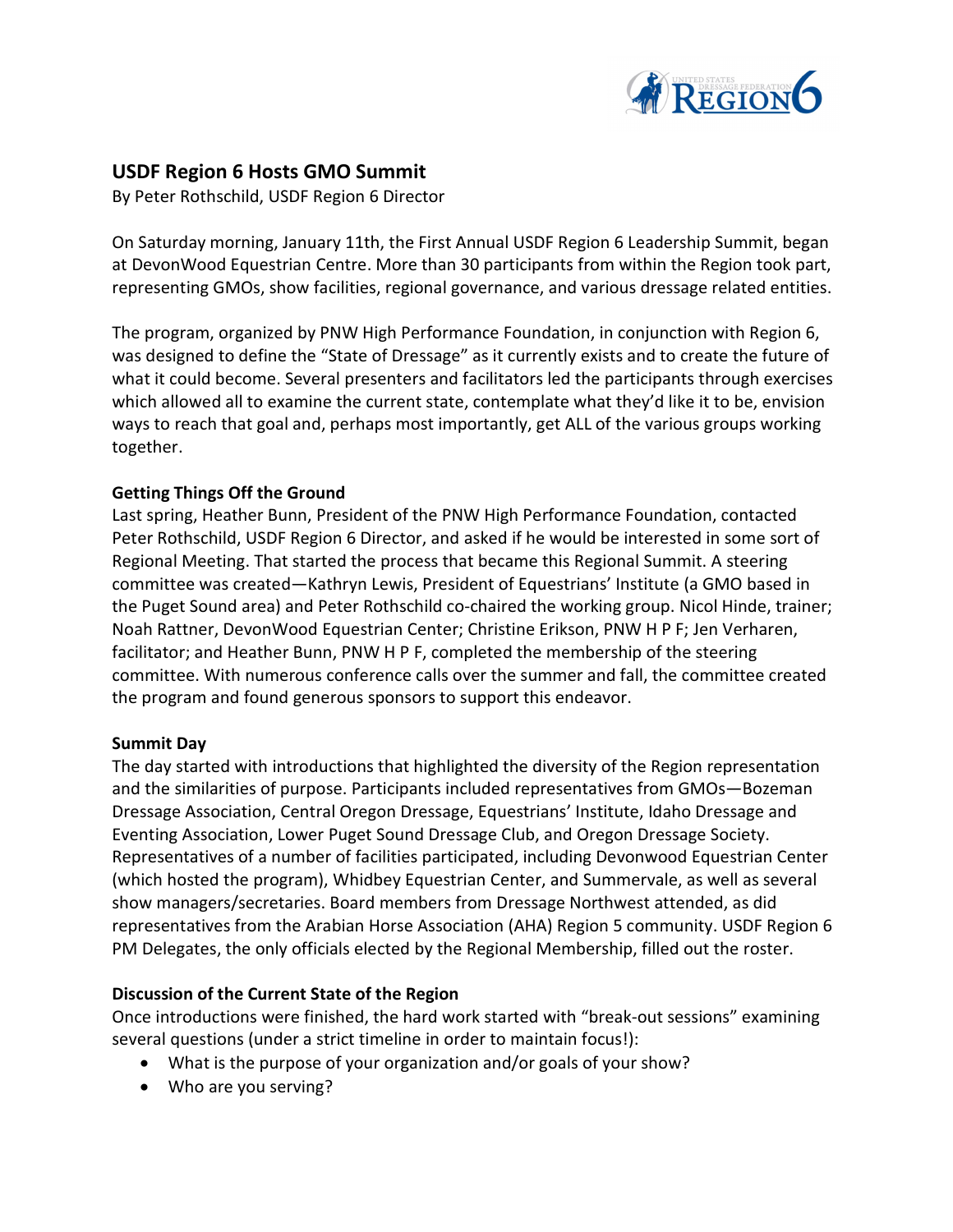## USDF Region 6 Hosts GMO Summit

By Peter Rothschild, USDF Region 6 Director

On Saturday morning, January 11th, the First Annual USDF Region 6 Leadership Summit, began at DevonWood Equestrian Centre. More than 30 participants from within the Region took part, representing GMOs, show facilities, regional governance, and various dressage related entities.

The program, organized by PNW High Performance Foundation, in conjunction with Region 6, was designed to define the "State of Dressage" as it currently exists and to create the future of what it could become. Several presenters and facilitators led the participants through exercises which allowed all to examine the current state, contemplate what they'd like it to be, envision ways to reach that goal and, perhaps most importantly, get ALL of the various groups working together.

**Getting Things Off the Ground**

Last spring, Heather Bunn, President of the PNW High Performance Foundation, contacted Peter Rothschild, USDF Region 6 Director, and asked if he would be interested in some sort of Regional Meeting. That started the process that became this Regional Summit. A steering committee was created—Kathryn Lewis, President of Equestrians' Institute (a GMO based in the Puget Sound area) and Peter Rothschild co-chaired the working group. Nicol Hinde, trainer; Noah Rattner, DevonWood Equestrian Center; Christine Erikson, PNW H P F; Jen Verharen, facilitator; and Heather Bunn, PNW H P F, completed the membership of the steering committee. With numerous conference calls over the summer and fall, the committee created the program and found generous sponsors to support this endeavor.

**Summit Day**

The day started with introductions that highlighted the diversity of the Region representation and the similarities of purpose. Participants included representatives from GMOs—Bozeman Dressage Association, Central Oregon Dressage, Equestrians' Institute, Idaho Dressage and Eventing Association, Lower Puget Sound Dressage Club, and Oregon Dressage Society. Representatives of a number of facilities participated, including Devonwood Equestrian Center (which hosted the program), Whidbey Equestrian Center, and Summervale, as well as several show managers/secretaries. Board members from Dressage Northwest attended, as did representatives from the Arabian Horse Association (AHA) Region 5 community. USDF Region 6 PM Delegates, the only officials elected by the Regional Membership, filled out the roster.

**Discussion of the Current State of the Region**

Once introductions were finished, the hard work started with "break-out sessions" examining several questions (under a strict timeline in order to maintain focus!):

- What is the purpose of your organization and/or goals of your show?
- Who are you serving?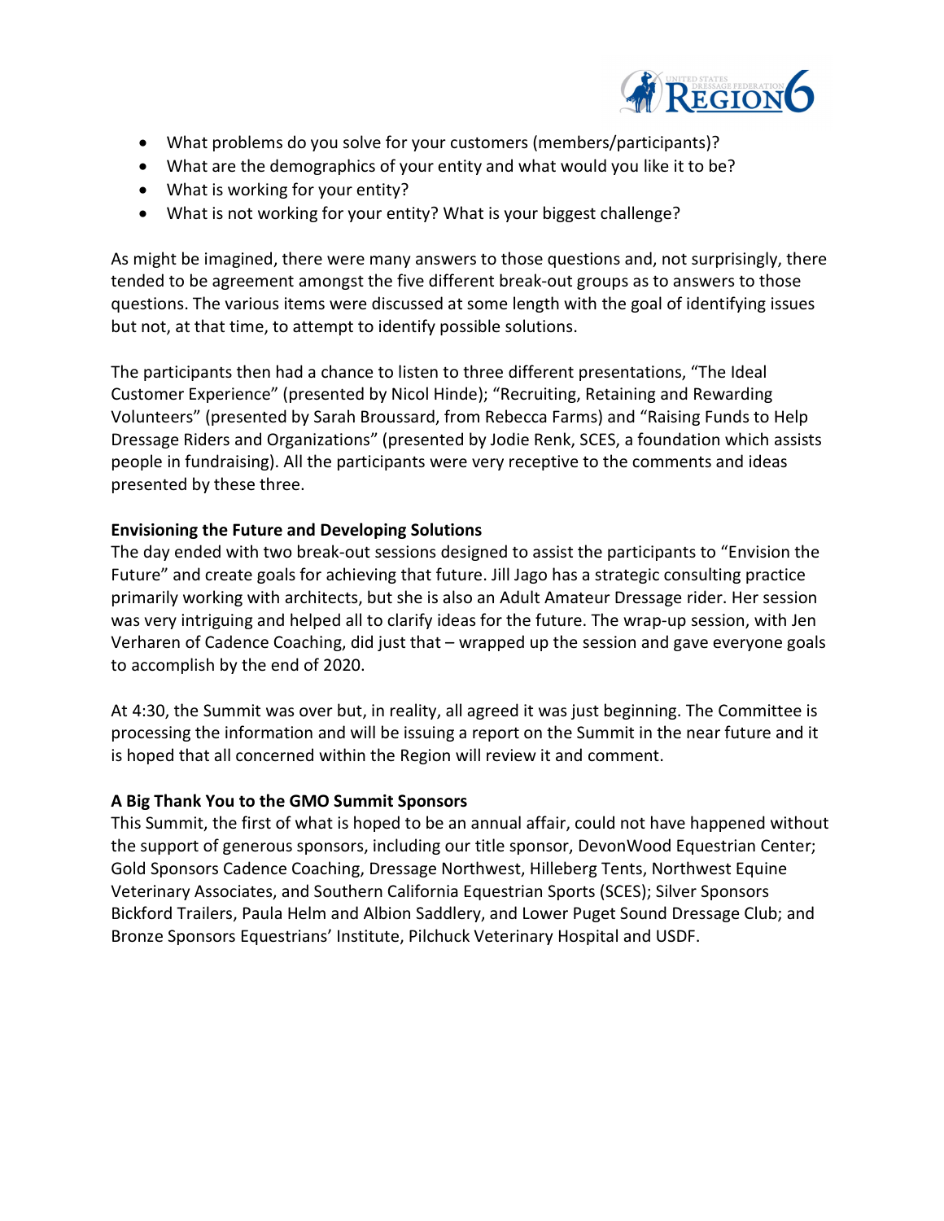- What problems do you solve for your customers (members/participants)?
- What are the demographics of your entity and what would you like it to be?
- What is working for your entity?
- What is not working for your entity? What is your biggest challenge?

As might be imagined, there were many answers to those questions and, not surprisingly, there tended to be agreement amongst the five different break-out groups as to answers to those questions. The various items were discussed at some length with the goal of identifying issues but not, at that time, to attempt to identify possible solutions.

The participants then had a chance to listen to three different presentations, "The Ideal Customer Experience" (presented by Nicol Hinde); "Recruiting, Retaining and Rewarding Volunteers" (presented by Sarah Broussard, from Rebecca Farms) and "Raising Funds to Help Dressage Riders and Organizations" (presented by Jodie Renk, SCES, a foundation which assists people in fundraising). All the participants were very receptive to the comments and ideas presented by these three.

**Envisioning the Future and Developing Solutions**

The day ended with two break-out sessions designed to assist the participants to "Envision the Future" and create goals for achieving that future. Jill Jago has a strategic consulting practice primarily working with architects, but she is also an Adult Amateur Dressage rider. Her session was very intriguing and helped all to clarify ideas for the future. The wrap-up session, with Jen Verharen of Cadence Coaching, did just that – wrapped up the session and gave everyone goals to accomplish by the end of 2020.

At 4:30, the Summit was over but, in reality, all agreed it was just beginning. The Committee is processing the information and will be issuing a report on the Summit in the near future and it is hoped that all concerned within the Region will review it and comment.

**A Big Thank You to the GMO Summit Sponsors**

This Summit, the first of what is hoped to be an annual affair, could not have happened without the support of generous sponsors, including our title sponsor, DevonWood Equestrian Center; Gold Sponsors Cadence Coaching, Dressage Northwest, Hilleberg Tents, Northwest Equine Veterinary Associates, and Southern California Equestrian Sports (SCES); Silver Sponsors Bickford Trailers, Paula Helm and Albion Saddlery, and Lower Puget Sound Dressage Club; and Bronze Sponsors Equestrians' Institute, Pilchuck Veterinary Hospital and USDF.